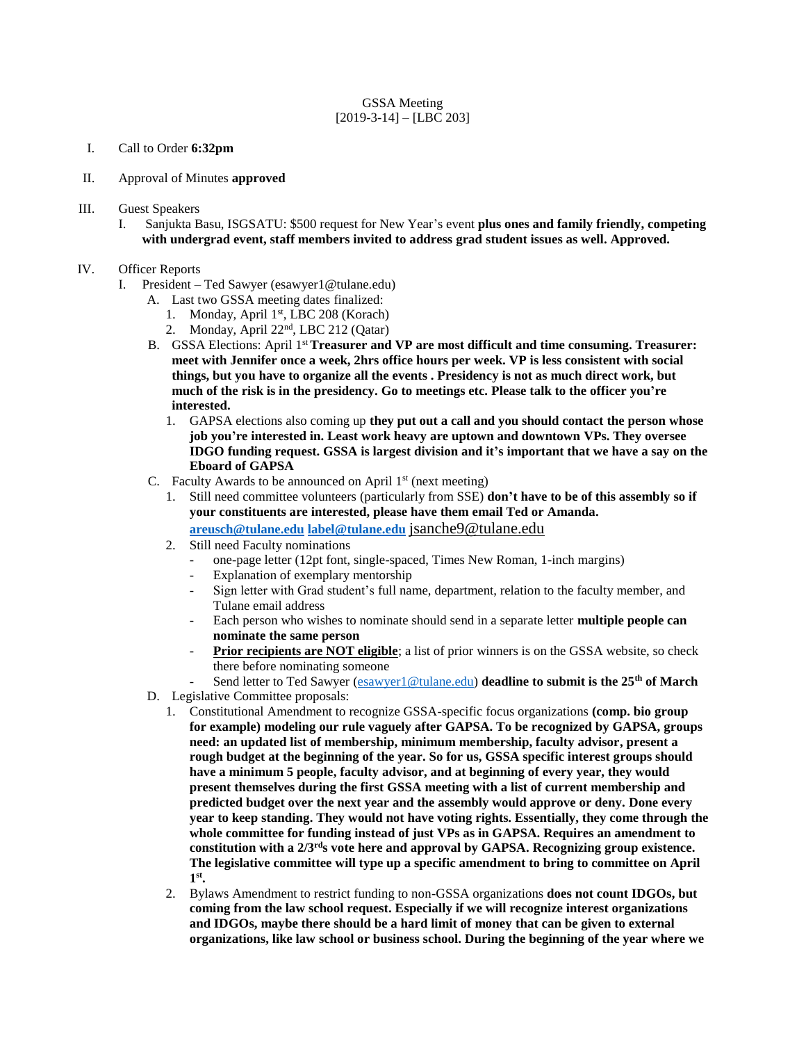GSSA Meeting
[2019-3-14] – [LBC 203]

I. Call to Order **6:32pm**

II. Approval of Minutes **approved**

III. Guest Speakers
   I. Sanjukta Basu, ISGSATU: $500 request for New Year's event **plus ones and family friendly, competing with undergrad event, staff members invited to address grad student issues as well. Approved.**

IV. Officer Reports
   I. President – Ted Sawyer (esawyer1@tulane.edu)
      A. Last two GSSA meeting dates finalized:
         1. Monday, April 1st, LBC 208 (Korach)
         2. Monday, April 22nd, LBC 212 (Qatar)
      B. GSSA Elections: April 1st **Treasurer and VP are most difficult and time consuming. Treasurer: meet with Jennifer once a week, 2hrs office hours per week. VP is less consistent with social things, but you have to organize all the events . Presidency is not as much direct work, but much of the risk is in the presidency. Go to meetings etc. Please talk to the officer you're interested.**
         1. GAPSA elections also coming up **they put out a call and you should contact the person whose job you're interested in. Least work heavy are uptown and downtown VPs. They oversee IDGO funding request. GSSA is largest division and it's important that we have a say on the Eboard of GAPSA**
      C. Faculty Awards to be announced on April 1st (next meeting)
         1. Still need committee volunteers (particularly from SSE) **don't have to be of this assembly so if your constituents are interested, please have them email Ted or Amanda. areusch@tulane.edu label@tulane.edu** jsanche9@tulane.edu
         2. Still need Faculty nominations
            - one-page letter (12pt font, single-spaced, Times New Roman, 1-inch margins)
            - Explanation of exemplary mentorship
            - Sign letter with Grad student's full name, department, relation to the faculty member, and Tulane email address
            - Each person who wishes to nominate should send in a separate letter **multiple people can nominate the same person**
            - **Prior recipients are NOT eligible**; a list of prior winners is on the GSSA website, so check there before nominating someone
            - Send letter to Ted Sawyer (esawyer1@tulane.edu) **deadline to submit is the 25th of March**
      D. Legislative Committee proposals:
         1. Constitutional Amendment to recognize GSSA-specific focus organizations **(comp. bio group for example) modeling our rule vaguely after GAPSA. To be recognized by GAPSA, groups need: an updated list of membership, minimum membership, faculty advisor, present a rough budget at the beginning of the year. So for us, GSSA specific interest groups should have a minimum 5 people, faculty advisor, and at beginning of every year, they would present themselves during the first GSSA meeting with a list of current membership and predicted budget over the next year and the assembly would approve or deny. Done every year to keep standing. They would not have voting rights. Essentially, they come through the whole committee for funding instead of just VPs as in GAPSA. Requires an amendment to constitution with a 2/3rds vote here and approval by GAPSA. Recognizing group existence. The legislative committee will type up a specific amendment to bring to committee on April 1st.**
         2. Bylaws Amendment to restrict funding to non-GSSA organizations **does not count IDGOs, but coming from the law school request. Especially if we will recognize interest organizations and IDGOs, maybe there should be a hard limit of money that can be given to external organizations, like law school or business school. During the beginning of the year where we**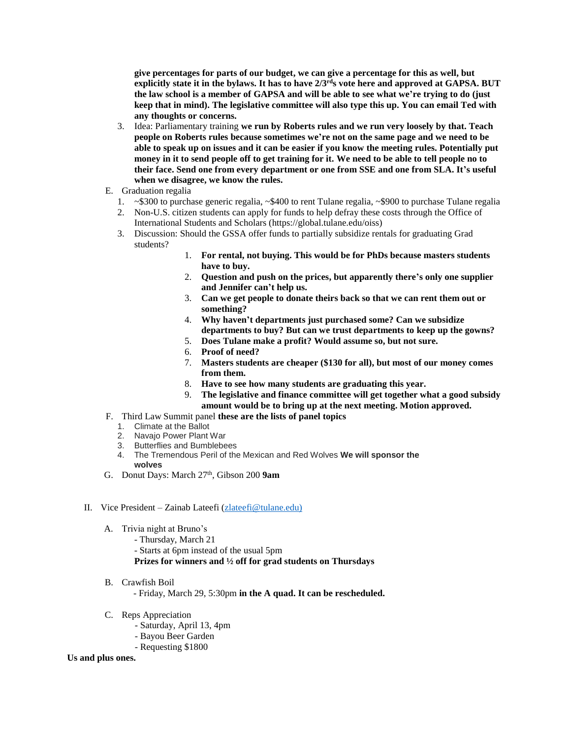**give percentages for parts of our budget, we can give a percentage for this as well, but explicitly state it in the bylaws. It has to have 2/3rds vote here and approved at GAPSA. BUT the law school is a member of GAPSA and will be able to see what we're trying to do (just keep that in mind). The legislative committee will also type this up. You can email Ted with any thoughts or concerns.**

3. Idea: Parliamentary training **we run by Roberts rules and we run very loosely by that. Teach people on Roberts rules because sometimes we're not on the same page and we need to be able to speak up on issues and it can be easier if you know the meeting rules. Potentially put money in it to send people off to get training for it. We need to be able to tell people no to their face. Send one from every department or one from SSE and one from SLA. It's useful when we disagree, we know the rules.**

E. Graduation regalia
   1. ~$300 to purchase generic regalia, ~$400 to rent Tulane regalia, ~$900 to purchase Tulane regalia
   2. Non-U.S. citizen students can apply for funds to help defray these costs through the Office of International Students and Scholars (https://global.tulane.edu/oiss)
   3. Discussion: Should the GSSA offer funds to partially subsidize rentals for graduating Grad students?
      1. **For rental, not buying. This would be for PhDs because masters students have to buy.**
      2. **Question and push on the prices, but apparently there's only one supplier and Jennifer can't help us.**
      3. **Can we get people to donate theirs back so that we can rent them out or something?**
      4. **Why haven't departments just purchased some? Can we subsidize departments to buy? But can we trust departments to keep up the gowns?**
      5. **Does Tulane make a profit? Would assume so, but not sure.**
      6. **Proof of need?**
      7. **Masters students are cheaper ($130 for all), but most of our money comes from them.**
      8. **Have to see how many students are graduating this year.**
      9. **The legislative and finance committee will get together what a good subsidy amount would be to bring up at the next meeting. Motion approved.**

F. Third Law Summit panel **these are the lists of panel topics**
   1. Climate at the Ballot
   2. Navajo Power Plant War
   3. Butterflies and Bumblebees
   4. The Tremendous Peril of the Mexican and Red Wolves **We will sponsor the wolves**

G. Donut Days: March 27th, Gibson 200 **9am**

II. Vice President – Zainab Lateefi (zlateefi@tulane.edu)

A. Trivia night at Bruno's
   - Thursday, March 21
   - Starts at 6pm instead of the usual 5pm

   **Prizes for winners and ½ off for grad students on Thursdays**

B. Crawfish Boil
   - Friday, March 29, 5:30pm **in the A quad. It can be rescheduled.**

C. Reps Appreciation
   - Saturday, April 13, 4pm
   - Bayou Beer Garden
   - Requesting $1800

**Us and plus ones.**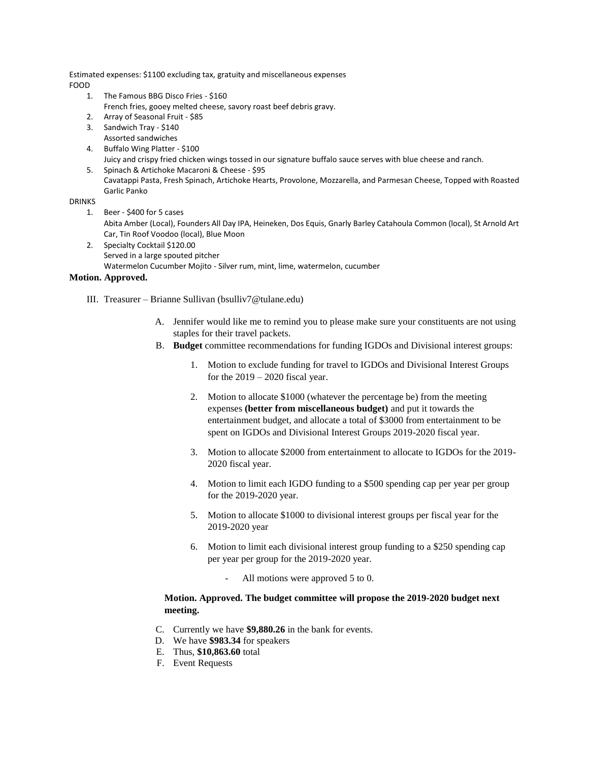Estimated expenses: $1100 excluding tax, gratuity and miscellaneous expenses

FOOD

1. The Famous BBG Disco Fries - $160
   French fries, gooey melted cheese, savory roast beef debris gravy.
2. Array of Seasonal Fruit - $85
3. Sandwich Tray - $140
   Assorted sandwiches
4. Buffalo Wing Platter - $100
   Juicy and crispy fried chicken wings tossed in our signature buffalo sauce serves with blue cheese and ranch.
5. Spinach & Artichoke Macaroni & Cheese - $95
   Cavatappi Pasta, Fresh Spinach, Artichoke Hearts, Provolone, Mozzarella, and Parmesan Cheese, Topped with Roasted Garlic Panko

DRINKS

1. Beer - $400 for 5 cases
   Abita Amber (Local), Founders All Day IPA, Heineken, Dos Equis, Gnarly Barley Catahoula Common (local), St Arnold Art Car, Tin Roof Voodoo (local), Blue Moon
2. Specialty Cocktail $120.00
   Served in a large spouted pitcher
   Watermelon Cucumber Mojito - Silver rum, mint, lime, watermelon, cucumber

**Motion. Approved.**

III. Treasurer – Brianne Sullivan (bsulliv7@tulane.edu)

A. Jennifer would like me to remind you to please make sure your constituents are not using staples for their travel packets.

B. **Budget** committee recommendations for funding IGDOs and Divisional interest groups:

1. Motion to exclude funding for travel to IGDOs and Divisional Interest Groups for the 2019 – 2020 fiscal year.
2. Motion to allocate $1000 (whatever the percentage be) from the meeting expenses **(better from miscellaneous budget)** and put it towards the entertainment budget, and allocate a total of $3000 from entertainment to be spent on IGDOs and Divisional Interest Groups 2019-2020 fiscal year.
3. Motion to allocate $2000 from entertainment to allocate to IGDOs for the 2019-2020 fiscal year.
4. Motion to limit each IGDO funding to a $500 spending cap per year per group for the 2019-2020 year.
5. Motion to allocate $1000 to divisional interest groups per fiscal year for the 2019-2020 year
6. Motion to limit each divisional interest group funding to a $250 spending cap per year per group for the 2019-2020 year.

   - All motions were approved 5 to 0.

**Motion. Approved. The budget committee will propose the 2019-2020 budget next meeting.**

C. Currently we have **$9,880.26** in the bank for events.

D. We have **$983.34** for speakers

E. Thus, **$10,863.60** total

F. Event Requests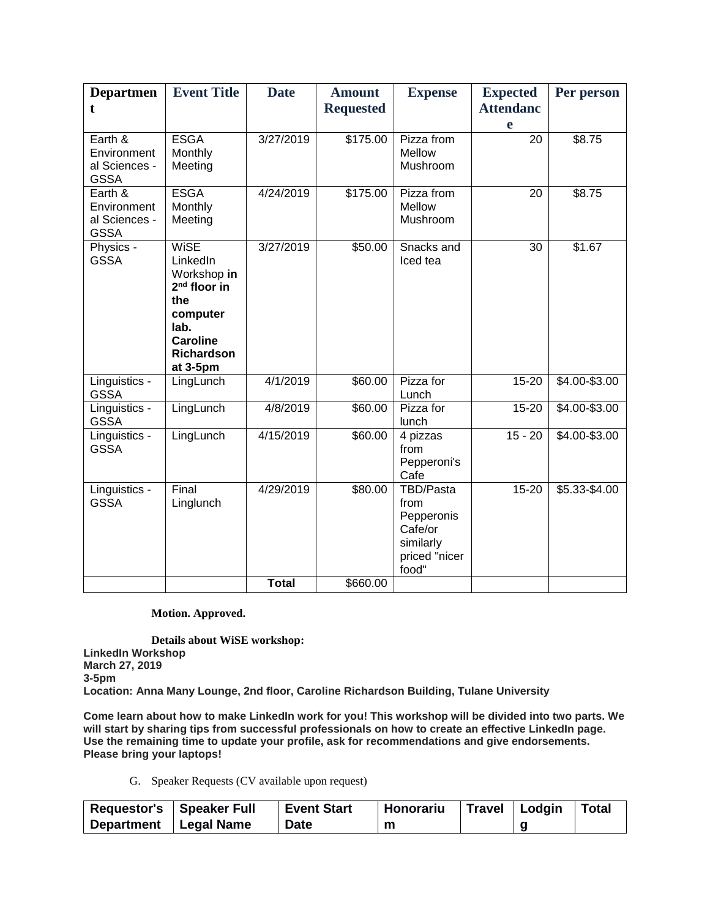| Department | Event Title | Date | Amount Requested | Expense | Expected Attendance | Per person |
|---|---|---|---|---|---|---|
| Earth & Environmental Sciences - GSSA | ESGA Monthly Meeting | 3/27/2019 | $175.00 | Pizza from Mellow Mushroom | 20 | $8.75 |
| Earth & Environmental Sciences - GSSA | ESGA Monthly Meeting | 4/24/2019 | $175.00 | Pizza from Mellow Mushroom | 20 | $8.75 |
| Physics - GSSA | WiSE LinkedIn Workshop **in 2nd floor in the computer lab. Caroline Richardson at 3-5pm** | 3/27/2019 | $50.00 | Snacks and Iced tea | 30 | $1.67 |
| Linguistics - GSSA | LingLunch | 4/1/2019 | $60.00 | Pizza for Lunch | 15-20 | $4.00-$3.00 |
| Linguistics - GSSA | LingLunch | 4/8/2019 | $60.00 | Pizza for lunch | 15-20 | $4.00-$3.00 |
| Linguistics - GSSA | LingLunch | 4/15/2019 | $60.00 | 4 pizzas from Pepperoni's Cafe | 15 - 20 | $4.00-$3.00 |
| Linguistics - GSSA | Final Linglunch | 4/29/2019 | $80.00 | TBD/Pasta from Pepperonis Cafe/or similarly priced "nicer food" | 15-20 | $5.33-$4.00 |
| | | **Total** | $660.00 | | | |

**Motion. Approved.**

**Details about WiSE workshop:**

**LinkedIn Workshop**
**March 27, 2019**
**3-5pm**
**Location: Anna Many Lounge, 2nd floor, Caroline Richardson Building, Tulane University**

**Come learn about how to make LinkedIn work for you! This workshop will be divided into two parts. We will start by sharing tips from successful professionals on how to create an effective LinkedIn page. Use the remaining time to update your profile, ask for recommendations and give endorsements. Please bring your laptops!**

G. Speaker Requests (CV available upon request)

| Requestor's Department | Speaker Full Legal Name | Event Start Date | Honorarium | Travel | Lodging | Total |
|---|---|---|---|---|---|---|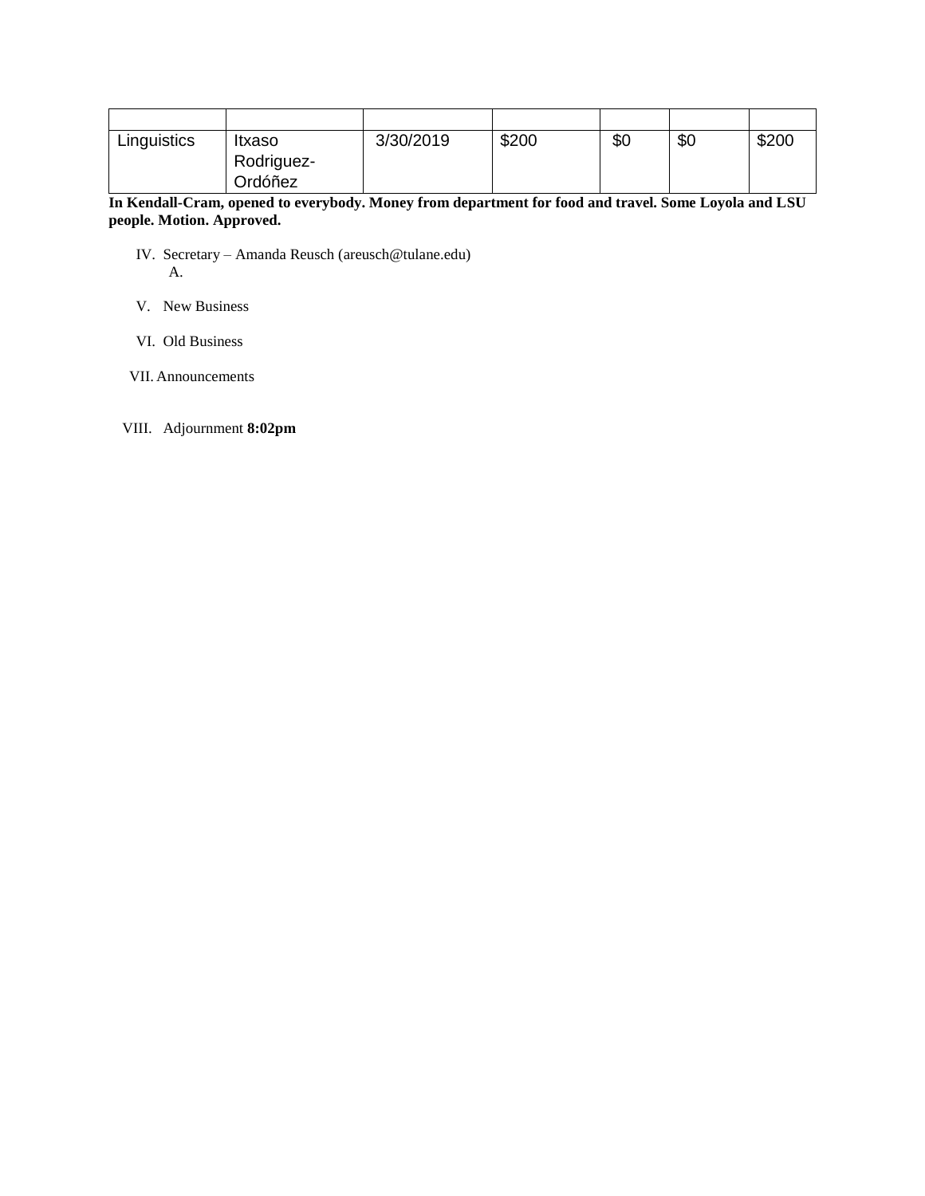| | | | | | | |
|---|---|---|---|---|---|---|
| Linguistics | Itxaso Rodriguez-Ordóñez | 3/30/2019 | $200 | $0 | $0 | $200 |

**In Kendall-Cram, opened to everybody. Money from department for food and travel. Some Loyola and LSU people. Motion. Approved.**

IV. Secretary – Amanda Reusch (areusch@tulane.edu)
   A.

V. New Business

VI. Old Business

VII. Announcements

VIII. Adjournment **8:02pm**